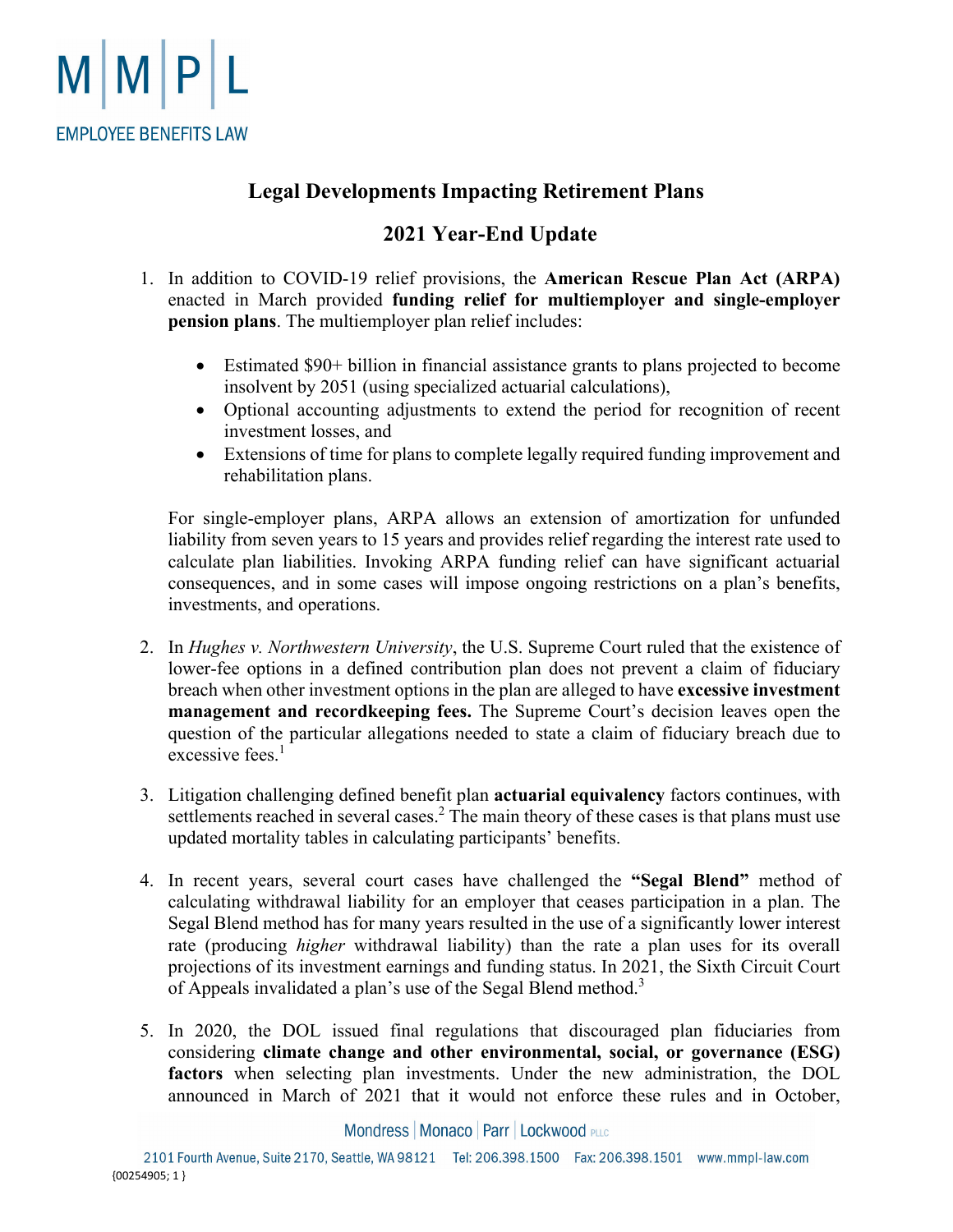# Legal Developments Impacting Retirement Plans

## 2021 Year-End Update

1. In addition to COVID-19 relief provisions, the **American Rescue Plan Act (ARPA)** enacted in March provided **funding relief for multiemployer and single-employer pension plans**. The multiemployer plan relief includes:

   - Estimated $90+ billion in financial assistance grants to plans projected to become insolvent by 2051 (using specialized actuarial calculations),
   - Optional accounting adjustments to extend the period for recognition of recent investment losses, and
   - Extensions of time for plans to complete legally required funding improvement and rehabilitation plans.

   For single-employer plans, ARPA allows an extension of amortization for unfunded liability from seven years to 15 years and provides relief regarding the interest rate used to calculate plan liabilities. Invoking ARPA funding relief can have significant actuarial consequences, and in some cases will impose ongoing restrictions on a plan's benefits, investments, and operations.

2. In *Hughes v. Northwestern University*, the U.S. Supreme Court ruled that the existence of lower-fee options in a defined contribution plan does not prevent a claim of fiduciary breach when other investment options in the plan are alleged to have **excessive investment management and recordkeeping fees.** The Supreme Court's decision leaves open the question of the particular allegations needed to state a claim of fiduciary breach due to excessive fees.[1]

3. Litigation challenging defined benefit plan **actuarial equivalency** factors continues, with settlements reached in several cases.[2] The main theory of these cases is that plans must use updated mortality tables in calculating participants' benefits.

4. In recent years, several court cases have challenged the **"Segal Blend"** method of calculating withdrawal liability for an employer that ceases participation in a plan. The Segal Blend method has for many years resulted in the use of a significantly lower interest rate (producing *higher* withdrawal liability) than the rate a plan uses for its overall projections of its investment earnings and funding status. In 2021, the Sixth Circuit Court of Appeals invalidated a plan's use of the Segal Blend method.[3]

5. In 2020, the DOL issued final regulations that discouraged plan fiduciaries from considering **climate change and other environmental, social, or governance (ESG) factors** when selecting plan investments. Under the new administration, the DOL announced in March of 2021 that it would not enforce these rules and in October,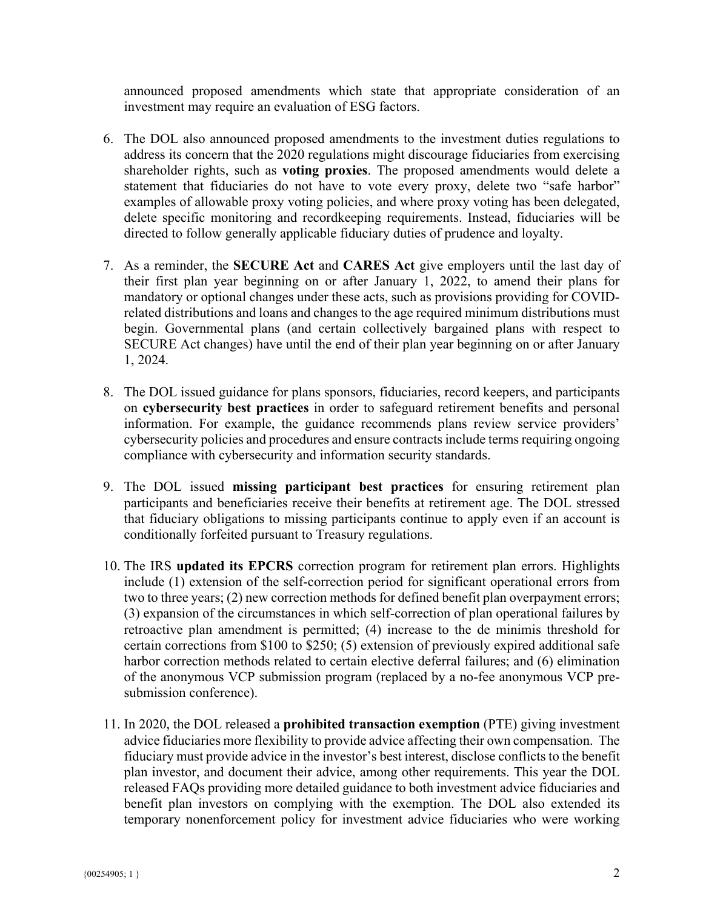announced proposed amendments which state that appropriate consideration of an investment may require an evaluation of ESG factors.

6. The DOL also announced proposed amendments to the investment duties regulations to address its concern that the 2020 regulations might discourage fiduciaries from exercising shareholder rights, such as **voting proxies**. The proposed amendments would delete a statement that fiduciaries do not have to vote every proxy, delete two "safe harbor" examples of allowable proxy voting policies, and where proxy voting has been delegated, delete specific monitoring and recordkeeping requirements. Instead, fiduciaries will be directed to follow generally applicable fiduciary duties of prudence and loyalty.

7. As a reminder, the **SECURE Act** and **CARES Act** give employers until the last day of their first plan year beginning on or after January 1, 2022, to amend their plans for mandatory or optional changes under these acts, such as provisions providing for COVID-related distributions and loans and changes to the age required minimum distributions must begin. Governmental plans (and certain collectively bargained plans with respect to SECURE Act changes) have until the end of their plan year beginning on or after January 1, 2024.

8. The DOL issued guidance for plans sponsors, fiduciaries, record keepers, and participants on **cybersecurity best practices** in order to safeguard retirement benefits and personal information. For example, the guidance recommends plans review service providers' cybersecurity policies and procedures and ensure contracts include terms requiring ongoing compliance with cybersecurity and information security standards.

9. The DOL issued **missing participant best practices** for ensuring retirement plan participants and beneficiaries receive their benefits at retirement age. The DOL stressed that fiduciary obligations to missing participants continue to apply even if an account is conditionally forfeited pursuant to Treasury regulations.

10. The IRS **updated its EPCRS** correction program for retirement plan errors. Highlights include (1) extension of the self-correction period for significant operational errors from two to three years; (2) new correction methods for defined benefit plan overpayment errors; (3) expansion of the circumstances in which self-correction of plan operational failures by retroactive plan amendment is permitted; (4) increase to the de minimis threshold for certain corrections from $100 to $250; (5) extension of previously expired additional safe harbor correction methods related to certain elective deferral failures; and (6) elimination of the anonymous VCP submission program (replaced by a no-fee anonymous VCP pre-submission conference).

11. In 2020, the DOL released a **prohibited transaction exemption** (PTE) giving investment advice fiduciaries more flexibility to provide advice affecting their own compensation. The fiduciary must provide advice in the investor's best interest, disclose conflicts to the benefit plan investor, and document their advice, among other requirements. This year the DOL released FAQs providing more detailed guidance to both investment advice fiduciaries and benefit plan investors on complying with the exemption. The DOL also extended its temporary nonenforcement policy for investment advice fiduciaries who were working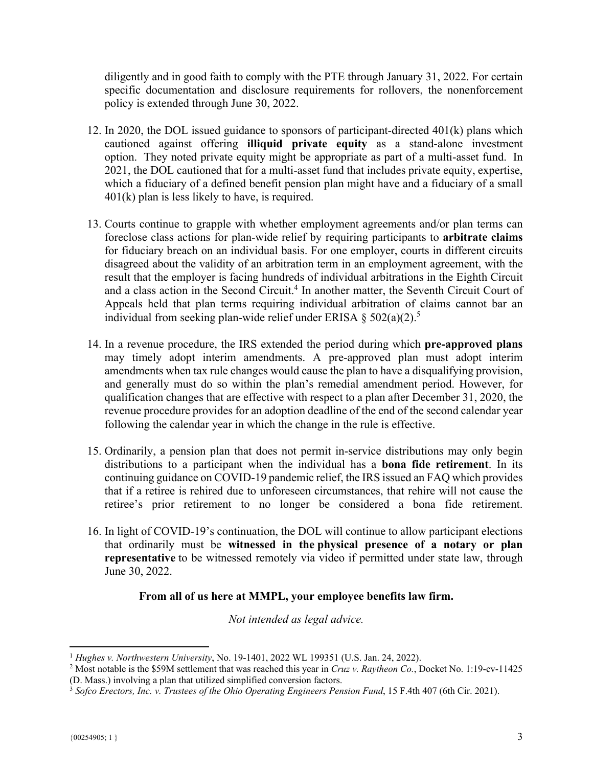diligently and in good faith to comply with the PTE through January 31, 2022. For certain specific documentation and disclosure requirements for rollovers, the nonenforcement policy is extended through June 30, 2022.

12. In 2020, the DOL issued guidance to sponsors of participant-directed 401(k) plans which cautioned against offering **illiquid private equity** as a stand-alone investment option. They noted private equity might be appropriate as part of a multi-asset fund. In 2021, the DOL cautioned that for a multi-asset fund that includes private equity, expertise, which a fiduciary of a defined benefit pension plan might have and a fiduciary of a small 401(k) plan is less likely to have, is required.

13. Courts continue to grapple with whether employment agreements and/or plan terms can foreclose class actions for plan-wide relief by requiring participants to **arbitrate claims** for fiduciary breach on an individual basis. For one employer, courts in different circuits disagreed about the validity of an arbitration term in an employment agreement, with the result that the employer is facing hundreds of individual arbitrations in the Eighth Circuit and a class action in the Second Circuit.[4] In another matter, the Seventh Circuit Court of Appeals held that plan terms requiring individual arbitration of claims cannot bar an individual from seeking plan-wide relief under ERISA § 502(a)(2).[5]

14. In a revenue procedure, the IRS extended the period during which **pre-approved plans** may timely adopt interim amendments. A pre-approved plan must adopt interim amendments when tax rule changes would cause the plan to have a disqualifying provision, and generally must do so within the plan's remedial amendment period. However, for qualification changes that are effective with respect to a plan after December 31, 2020, the revenue procedure provides for an adoption deadline of the end of the second calendar year following the calendar year in which the change in the rule is effective.

15. Ordinarily, a pension plan that does not permit in-service distributions may only begin distributions to a participant when the individual has a **bona fide retirement**. In its continuing guidance on COVID-19 pandemic relief, the IRS issued an FAQ which provides that if a retiree is rehired due to unforeseen circumstances, that rehire will not cause the retiree's prior retirement to no longer be considered a bona fide retirement.

16. In light of COVID-19's continuation, the DOL will continue to allow participant elections that ordinarily must be **witnessed in the physical presence of a notary or plan representative** to be witnessed remotely via video if permitted under state law, through June 30, 2022.

**From all of us here at MMPL, your employee benefits law firm.**

*Not intended as legal advice.*

---

[1] *Hughes v. Northwestern University*, No. 19-1401, 2022 WL 199351 (U.S. Jan. 24, 2022).

[2] Most notable is the $59M settlement that was reached this year in *Cruz v. Raytheon Co.*, Docket No. 1:19-cv-11425 (D. Mass.) involving a plan that utilized simplified conversion factors.

[3] *Sofco Erectors, Inc. v. Trustees of the Ohio Operating Engineers Pension Fund*, 15 F.4th 407 (6th Cir. 2021).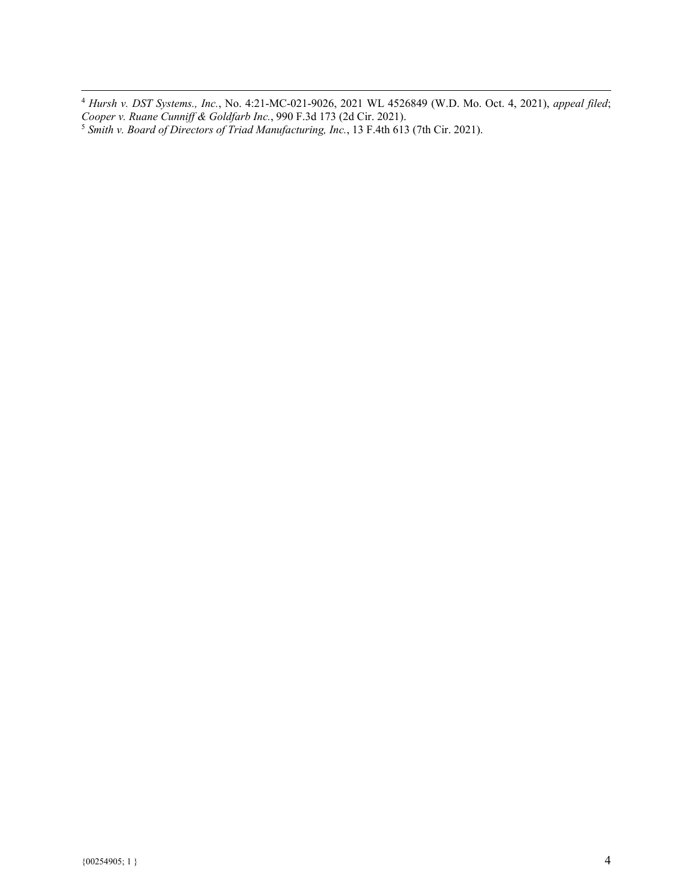---

[4] *Hursh v. DST Systems., Inc.*, No. 4:21-MC-021-9026, 2021 WL 4526849 (W.D. Mo. Oct. 4, 2021), *appeal filed*; *Cooper v. Ruane Cunniff & Goldfarb Inc.*, 990 F.3d 173 (2d Cir. 2021).

[5] *Smith v. Board of Directors of Triad Manufacturing, Inc.*, 13 F.4th 613 (7th Cir. 2021).

{00254905; 1 }